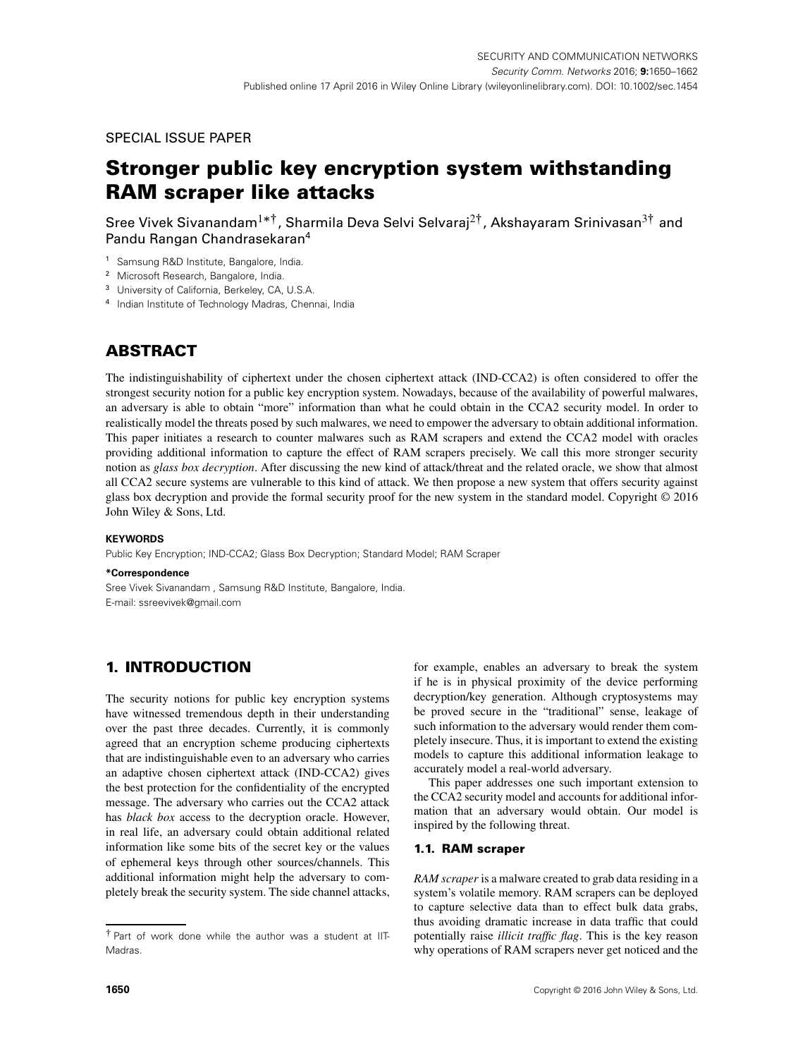SPECIAL ISSUE PAPER

# Stronger public key encryption system withstanding RAM scraper like attacks

Sree Vivek Sivanandam[1*†], Sharmila Deva Selvi Selvaraj[2†], Akshayaram Srinivasan[3†] and Pandu Rangan Chandrasekaran[4]

[1] Samsung R&D Institute, Bangalore, India.
[2] Microsoft Research, Bangalore, India.
[3] University of California, Berkeley, CA, U.S.A.
[4] Indian Institute of Technology Madras, Chennai, India

## ABSTRACT

The indistinguishability of ciphertext under the chosen ciphertext attack (IND-CCA2) is often considered to offer the strongest security notion for a public key encryption system. Nowadays, because of the availability of powerful malwares, an adversary is able to obtain "more" information than what he could obtain in the CCA2 security model. In order to realistically model the threats posed by such malwares, we need to empower the adversary to obtain additional information. This paper initiates a research to counter malwares such as RAM scrapers and extend the CCA2 model with oracles providing additional information to capture the effect of RAM scrapers precisely. We call this more stronger security notion as *glass box decryption*. After discussing the new kind of attack/threat and the related oracle, we show that almost all CCA2 secure systems are vulnerable to this kind of attack. We then propose a new system that offers security against glass box decryption and provide the formal security proof for the new system in the standard model. Copyright © 2016 John Wiley & Sons, Ltd.

**KEYWORDS**

Public Key Encryption; IND-CCA2; Glass Box Decryption; Standard Model; RAM Scraper

**\*Correspondence**

Sree Vivek Sivanandam , Samsung R&D Institute, Bangalore, India.
E-mail: ssreevivek@gmail.com

## 1. INTRODUCTION

The security notions for public key encryption systems have witnessed tremendous depth in their understanding over the past three decades. Currently, it is commonly agreed that an encryption scheme producing ciphertexts that are indistinguishable even to an adversary who carries an adaptive chosen ciphertext attack (IND-CCA2) gives the best protection for the confidentiality of the encrypted message. The adversary who carries out the CCA2 attack has *black box* access to the decryption oracle. However, in real life, an adversary could obtain additional related information like some bits of the secret key or the values of ephemeral keys through other sources/channels. This additional information might help the adversary to completely break the security system. The side channel attacks, for example, enables an adversary to break the system if he is in physical proximity of the device performing decryption/key generation. Although cryptosystems may be proved secure in the "traditional" sense, leakage of such information to the adversary would render them completely insecure. Thus, it is important to extend the existing models to capture this additional information leakage to accurately model a real-world adversary.

This paper addresses one such important extension to the CCA2 security model and accounts for additional information that an adversary would obtain. Our model is inspired by the following threat.

### 1.1. RAM scraper

*RAM scraper* is a malware created to grab data residing in a system's volatile memory. RAM scrapers can be deployed to capture selective data than to effect bulk data grabs, thus avoiding dramatic increase in data traffic that could potentially raise *illicit traffic flag*. This is the key reason why operations of RAM scrapers never get noticed and the

† Part of work done while the author was a student at IIT-Madras.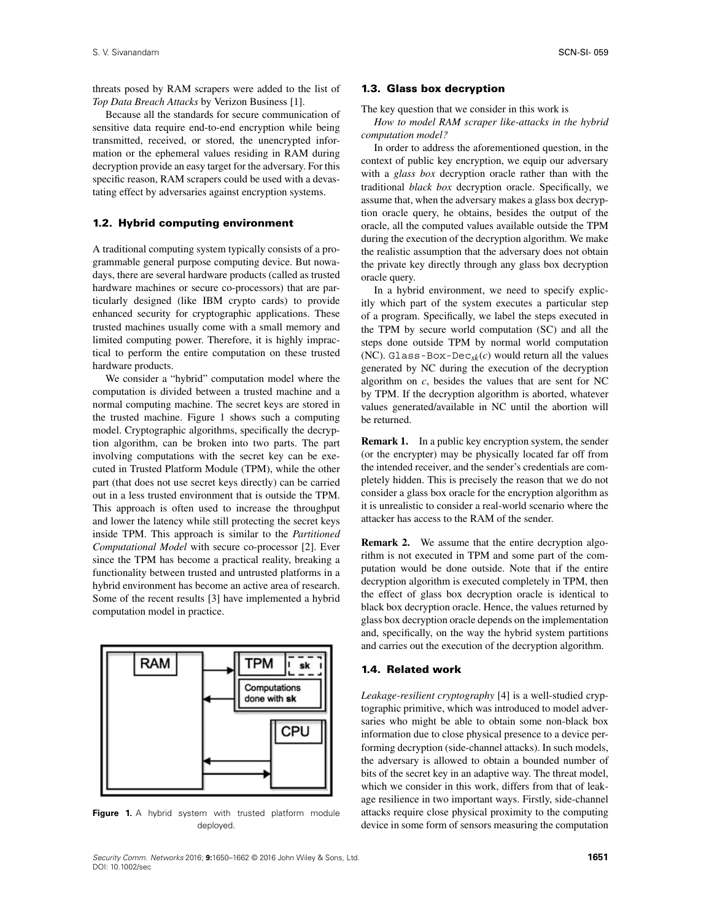threats posed by RAM scrapers were added to the list of *Top Data Breach Attacks* by Verizon Business [1].

Because all the standards for secure communication of sensitive data require end-to-end encryption while being transmitted, received, or stored, the unencrypted information or the ephemeral values residing in RAM during decryption provide an easy target for the adversary. For this specific reason, RAM scrapers could be used with a devastating effect by adversaries against encryption systems.

### 1.2. Hybrid computing environment

A traditional computing system typically consists of a programmable general purpose computing device. But nowadays, there are several hardware products (called as trusted hardware machines or secure co-processors) that are particularly designed (like IBM crypto cards) to provide enhanced security for cryptographic applications. These trusted machines usually come with a small memory and limited computing power. Therefore, it is highly impractical to perform the entire computation on these trusted hardware products.

We consider a "hybrid" computation model where the computation is divided between a trusted machine and a normal computing machine. The secret keys are stored in the trusted machine. Figure 1 shows such a computing model. Cryptographic algorithms, specifically the decryption algorithm, can be broken into two parts. The part involving computations with the secret key can be executed in Trusted Platform Module (TPM), while the other part (that does not use secret keys directly) can be carried out in a less trusted environment that is outside the TPM. This approach is often used to increase the throughput and lower the latency while still protecting the secret keys inside TPM. This approach is similar to the *Partitioned Computational Model* with secure co-processor [2]. Ever since the TPM has become a practical reality, breaking a functionality between trusted and untrusted platforms in a hybrid environment has become an active area of research. Some of the recent results [3] have implemented a hybrid computation model in practice.

RAM

TPM

sk

Computations done with **sk**

CPU

**Figure 1.** A hybrid system with trusted platform module deployed.

### 1.3. Glass box decryption

The key question that we consider in this work is

*How to model RAM scraper like-attacks in the hybrid computation model?*

In order to address the aforementioned question, in the context of public key encryption, we equip our adversary with a *glass box* decryption oracle rather than with the traditional *black box* decryption oracle. Specifically, we assume that, when the adversary makes a glass box decryption oracle query, he obtains, besides the output of the oracle, all the computed values available outside the TPM during the execution of the decryption algorithm. We make the realistic assumption that the adversary does not obtain the private key directly through any glass box decryption oracle query.

In a hybrid environment, we need to specify explicitly which part of the system executes a particular step of a program. Specifically, we label the steps executed in the TPM by secure world computation (SC) and all the steps done outside TPM by normal world computation (NC). Glass-Box-Dec$_{sk}(c)$ would return all the values generated by NC during the execution of the decryption algorithm on $c$, besides the values that are sent for NC by TPM. If the decryption algorithm is aborted, whatever values generated/available in NC until the abortion will be returned.

**Remark 1.** In a public key encryption system, the sender (or the encrypter) may be physically located far off from the intended receiver, and the sender's credentials are completely hidden. This is precisely the reason that we do not consider a glass box oracle for the encryption algorithm as it is unrealistic to consider a real-world scenario where the attacker has access to the RAM of the sender.

**Remark 2.** We assume that the entire decryption algorithm is not executed in TPM and some part of the computation would be done outside. Note that if the entire decryption algorithm is executed completely in TPM, then the effect of glass box decryption oracle is identical to black box decryption oracle. Hence, the values returned by glass box decryption oracle depends on the implementation and, specifically, on the way the hybrid system partitions and carries out the execution of the decryption algorithm.

### 1.4. Related work

*Leakage-resilient cryptography* [4] is a well-studied cryptographic primitive, which was introduced to model adversaries who might be able to obtain some non-black box information due to close physical presence to a device performing decryption (side-channel attacks). In such models, the adversary is allowed to obtain a bounded number of bits of the secret key in an adaptive way. The threat model, which we consider in this work, differs from that of leakage resilience in two important ways. Firstly, side-channel attacks require close physical proximity to the computing device in some form of sensors measuring the computation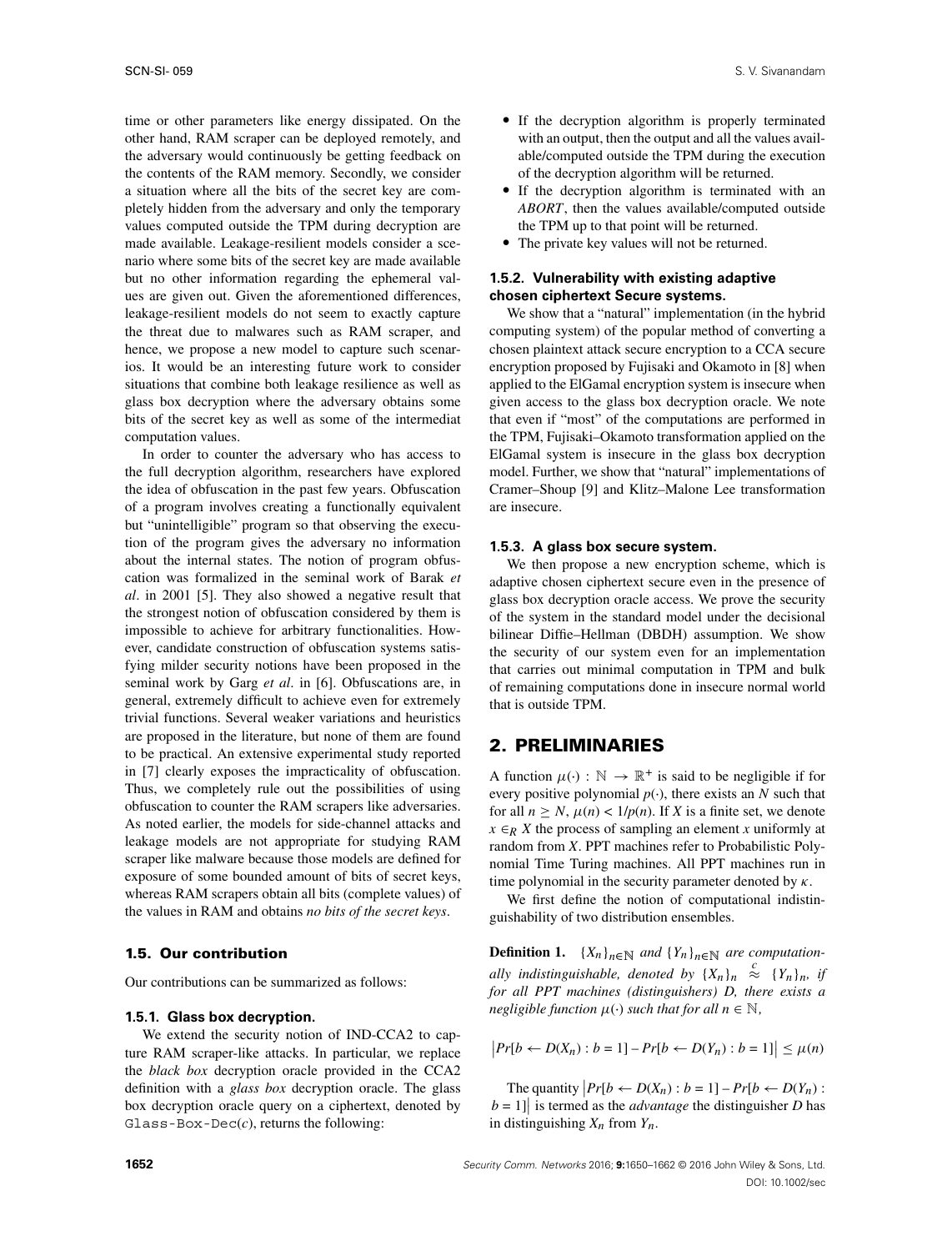time or other parameters like energy dissipated. On the other hand, RAM scraper can be deployed remotely, and the adversary would continuously be getting feedback on the contents of the RAM memory. Secondly, we consider a situation where all the bits of the secret key are completely hidden from the adversary and only the temporary values computed outside the TPM during decryption are made available. Leakage-resilient models consider a scenario where some bits of the secret key are made available but no other information regarding the ephemeral values are given out. Given the aforementioned differences, leakage-resilient models do not seem to exactly capture the threat due to malwares such as RAM scraper, and hence, we propose a new model to capture such scenarios. It would be an interesting future work to consider situations that combine both leakage resilience as well as glass box decryption where the adversary obtains some bits of the secret key as well as some of the intermediat computation values.

In order to counter the adversary who has access to the full decryption algorithm, researchers have explored the idea of obfuscation in the past few years. Obfuscation of a program involves creating a functionally equivalent but "unintelligible" program so that observing the execution of the program gives the adversary no information about the internal states. The notion of program obfuscation was formalized in the seminal work of Barak *et al*. in 2001 [5]. They also showed a negative result that the strongest notion of obfuscation considered by them is impossible to achieve for arbitrary functionalities. However, candidate construction of obfuscation systems satisfying milder security notions have been proposed in the seminal work by Garg *et al*. in [6]. Obfuscations are, in general, extremely difficult to achieve even for extremely trivial functions. Several weaker variations and heuristics are proposed in the literature, but none of them are found to be practical. An extensive experimental study reported in [7] clearly exposes the impracticality of obfuscation. Thus, we completely rule out the possibilities of using obfuscation to counter the RAM scrapers like adversaries. As noted earlier, the models for side-channel attacks and leakage models are not appropriate for studying RAM scraper like malware because those models are defined for exposure of some bounded amount of bits of secret keys, whereas RAM scrapers obtain all bits (complete values) of the values in RAM and obtains *no bits of the secret keys*.

### 1.5. Our contribution

Our contributions can be summarized as follows:

#### 1.5.1. Glass box decryption.

We extend the security notion of IND-CCA2 to capture RAM scraper-like attacks. In particular, we replace the *black box* decryption oracle provided in the CCA2 definition with a *glass box* decryption oracle. The glass box decryption oracle query on a ciphertext, denoted by `Glass-Box-Dec(c)`, returns the following:

- If the decryption algorithm is properly terminated with an output, then the output and all the values available/computed outside the TPM during the execution of the decryption algorithm will be returned.
- If the decryption algorithm is terminated with an *ABORT*, then the values available/computed outside the TPM up to that point will be returned.
- The private key values will not be returned.

#### 1.5.2. Vulnerability with existing adaptive chosen ciphertext Secure systems.

We show that a "natural" implementation (in the hybrid computing system) of the popular method of converting a chosen plaintext attack secure encryption to a CCA secure encryption proposed by Fujisaki and Okamoto in [8] when applied to the ElGamal encryption system is insecure when given access to the glass box decryption oracle. We note that even if "most" of the computations are performed in the TPM, Fujisaki–Okamoto transformation applied on the ElGamal system is insecure in the glass box decryption model. Further, we show that "natural" implementations of Cramer–Shoup [9] and Klitz–Malone Lee transformation are insecure.

#### 1.5.3. A glass box secure system.

We then propose a new encryption scheme, which is adaptive chosen ciphertext secure even in the presence of glass box decryption oracle access. We prove the security of the system in the standard model under the decisional bilinear Diffie–Hellman (DBDH) assumption. We show the security of our system even for an implementation that carries out minimal computation in TPM and bulk of remaining computations done in insecure normal world that is outside TPM.

## 2. PRELIMINARIES

A function $\mu(\cdot) : \mathbb{N} \rightarrow \mathbb{R}^+$ is said to be negligible if for every positive polynomial $p(\cdot)$, there exists an $N$ such that for all $n \geq N$, $\mu(n) < 1/p(n)$. If $X$ is a finite set, we denote $x \in_R X$ the process of sampling an element $x$ uniformly at random from $X$. PPT machines refer to Probabilistic Polynomial Time Turing machines. All PPT machines run in time polynomial in the security parameter denoted by $\kappa$.

We first define the notion of computational indistinguishability of two distribution ensembles.

**Definition 1.** *$\{X_n\}_{n\in\mathbb{N}}$ and $\{Y_n\}_{n\in\mathbb{N}}$ are computationally indistinguishable, denoted by $\{X_n\}_n \overset{c}{\approx} \{Y_n\}_n$, if for all PPT machines (distinguishers) D, there exists a negligible function $\mu(\cdot)$ such that for all $n \in \mathbb{N}$,*

$$\left|Pr[b \leftarrow D(X_n) : b = 1] - Pr[b \leftarrow D(Y_n) : b = 1]\right| \leq \mu(n)$$

The quantity $\left|Pr[b \leftarrow D(X_n) : b = 1] - Pr[b \leftarrow D(Y_n) : b = 1]\right|$ is termed as the *advantage* the distinguisher $D$ has in distinguishing $X_n$ from $Y_n$.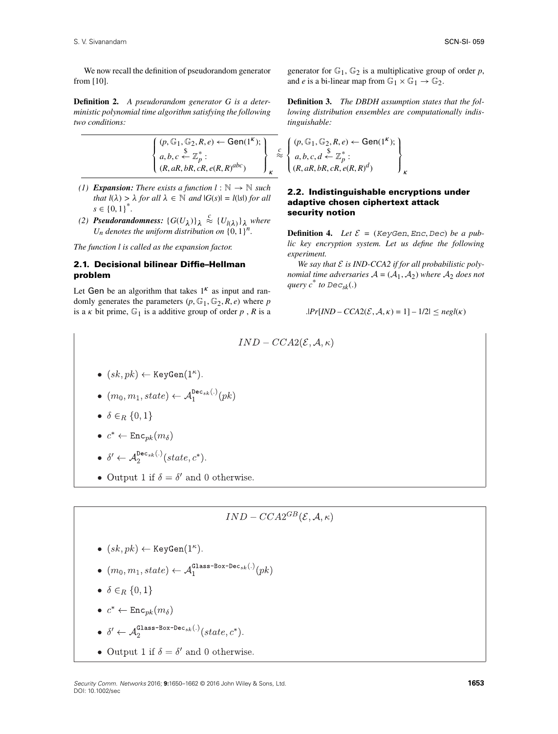We now recall the definition of pseudorandom generator from [10].

**Definition 2.** *A pseudorandom generator G is a deterministic polynomial time algorithm satisfying the following two conditions:*

1. ***Expansion:*** *There exists a function $l : \mathbb{N} \rightarrow \mathbb{N}$ such that $l(\lambda) > \lambda$ for all $\lambda \in \mathbb{N}$ and $|G(s)| = l(|s|)$ for all $s \in \{0,1\}^*$.*
2. ***Pseudorandomness:*** $\{G(U_\lambda)\}_\lambda \overset{c}{\approx} \{U_{l(\lambda)}\}_\lambda$ *where $U_n$ denotes the uniform distribution on $\{0,1\}^n$.*

*The function l is called as the expansion factor.*

### 2.1. Decisional bilinear Diffie–Hellman problem

Let Gen be an algorithm that takes $1^\kappa$ as input and randomly generates the parameters $(p, \mathbb{G}_1, \mathbb{G}_2, R, e)$ where $p$ is a $\kappa$ bit prime, $\mathbb{G}_1$ is a additive group of order $p$ , $R$ is a generator for $\mathbb{G}_1$, $\mathbb{G}_2$ is a multiplicative group of order $p$, and $e$ is a bi-linear map from $\mathbb{G}_1 \times \mathbb{G}_1 \rightarrow \mathbb{G}_2$.

**Definition 3.** *The DBDH assumption states that the following distribution ensembles are computationally indistinguishable:*

$$\left\{ \begin{array}{l} (p, \mathbb{G}_1, \mathbb{G}_2, R, e) \leftarrow \mathsf{Gen}(1^\kappa); \\ a, b, c \xleftarrow{\$} \mathbb{Z}_p^* : \\ (R, aR, bR, cR, e(R,R)^{abc}) \end{array} \right\}_\kappa \overset{c}{\approx} \left\{ \begin{array}{l} (p, \mathbb{G}_1, \mathbb{G}_2, R, e) \leftarrow \mathsf{Gen}(1^\kappa); \\ a, b, c, d \xleftarrow{\$} \mathbb{Z}_p^* : \\ (R, aR, bR, cR, e(R,R)^{d}) \end{array} \right\}_\kappa$$

### 2.2. Indistinguishable encryptions under adaptive chosen ciphertext attack security notion

**Definition 4.** *Let $\mathcal{E}$ = (KeyGen, Enc, Dec) be a public key encryption system. Let us define the following experiment.*

*We say that $\mathcal{E}$ is IND-CCA2 if for all probabilistic polynomial time adversaries $\mathcal{A} = (\mathcal{A}_1, \mathcal{A}_2)$ where $\mathcal{A}_2$ does not query $c^*$ to $Dec_{sk}(.)$*

$$.|Pr[IND - CCA2(\mathcal{E}, \mathcal{A}, \kappa) = 1] - 1/2| \leq negl(\kappa)$$

$$IND - CCA2(\mathcal{E}, \mathcal{A}, \kappa)$$

- $(sk, pk) \leftarrow \texttt{KeyGen}(1^\kappa)$.
- $(m_0, m_1, state) \leftarrow \mathcal{A}_1^{\texttt{Dec}_{sk}(.)}(pk)$
- $\delta \in_R \{0,1\}$
- $c^* \leftarrow \texttt{Enc}_{pk}(m_\delta)$
- $\delta' \leftarrow \mathcal{A}_2^{\texttt{Dec}_{sk}(.)}(state, c^*)$.
- Output 1 if $\delta = \delta'$ and 0 otherwise.

$$IND - CCA2^{GB}(\mathcal{E}, \mathcal{A}, \kappa)$$

- $(sk, pk) \leftarrow \texttt{KeyGen}(1^\kappa)$.
- $(m_0, m_1, state) \leftarrow \mathcal{A}_1^{\texttt{Glass-Box-Dec}_{sk}(.)}(pk)$
- $\delta \in_R \{0,1\}$
- $c^* \leftarrow \texttt{Enc}_{pk}(m_\delta)$
- $\delta' \leftarrow \mathcal{A}_2^{\texttt{Glass-Box-Dec}_{sk}(.)}(state, c^*)$.
- Output 1 if $\delta = \delta'$ and 0 otherwise.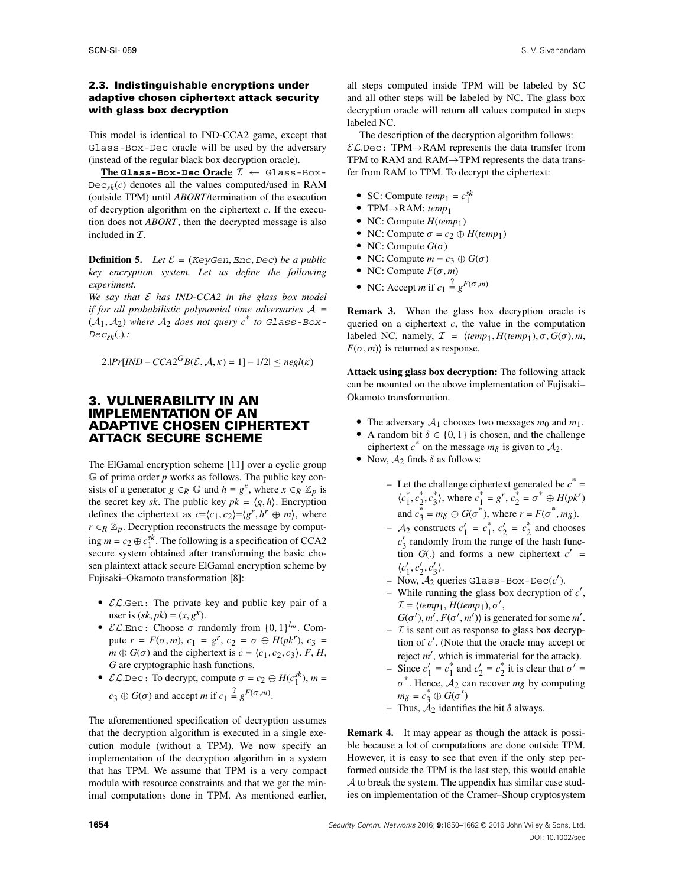### 2.3. Indistinguishable encryptions under adaptive chosen ciphertext attack security with glass box decryption

This model is identical to IND-CCA2 game, except that `Glass-Box-Dec` oracle will be used by the adversary (instead of the regular black box decryption oracle).

**The `Glass-Box-Dec` Oracle** $\mathcal{I} \leftarrow$ `Glass-Box-Dec`$_{sk}(c)$ denotes all the values computed/used in RAM (outside TPM) until *ABORT*/termination of the execution of decryption algorithm on the ciphertext $c$. If the execution does not *ABORT*, then the decrypted message is also included in $\mathcal{I}$.

**Definition 5.** *Let $\mathcal{E}$ = (KeyGen, Enc, Dec) be a public key encryption system. Let us define the following experiment.*

*We say that $\mathcal{E}$ has IND-CCA2 in the glass box model if for all probabilistic polynomial time adversaries $\mathcal{A} = (\mathcal{A}_1, \mathcal{A}_2)$ where $\mathcal{A}_2$ does not query $c^*$ to* `Glass-Box-Dec`$_{sk}(.)$*,:*

$$2.|Pr[IND-CCA2^GB(\mathcal{E}, \mathcal{A}, \kappa) = 1] - 1/2| \leq negl(\kappa)$$

## 3. VULNERABILITY IN AN IMPLEMENTATION OF AN ADAPTIVE CHOSEN CIPHERTEXT ATTACK SECURE SCHEME

The ElGamal encryption scheme [11] over a cyclic group $\mathbb{G}$ of prime order $p$ works as follows. The public key consists of a generator $g \in_R \mathbb{G}$ and $h = g^x$, where $x \in_R \mathbb{Z}_p$ is the secret key $sk$. The public key $pk = \langle g, h \rangle$. Encryption defines the ciphertext as $c$=$\langle c_1, c_2 \rangle$=$\langle g^r, h^r \oplus m \rangle$, where $r \in_R \mathbb{Z}_p$. Decryption reconstructs the message by computing $m = c_2 \oplus c_1^{sk}$. The following is a specification of CCA2 secure system obtained after transforming the basic chosen plaintext attack secure ElGamal encryption scheme by Fujisaki–Okamoto transformation [8]:

- $\mathcal{EL}$.`Gen`: The private key and public key pair of a user is $(sk, pk) = (x, g^x)$.
- $\mathcal{EL}$.`Enc`: Choose $\sigma$ randomly from $\{0, 1\}^{l_m}$. Compute $r = F(\sigma, m)$, $c_1 = g^r$, $c_2 = \sigma \oplus H(pk^r)$, $c_3 = m \oplus G(\sigma)$ and the ciphertext is $c = \langle c_1, c_2, c_3 \rangle$. $F$, $H$, $G$ are cryptographic hash functions.
- $\mathcal{EL}$.`Dec`: To decrypt, compute $\sigma = c_2 \oplus H(c_1^{sk})$, $m = c_3 \oplus G(\sigma)$ and accept $m$ if $c_1 \stackrel{?}{=} g^{F(\sigma,m)}$.

The aforementioned specification of decryption assumes that the decryption algorithm is executed in a single execution module (without a TPM). We now specify an implementation of the decryption algorithm in a system that has TPM. We assume that TPM is a very compact module with resource constraints and that we get the minimal computations done in TPM. As mentioned earlier, all steps computed inside TPM will be labeled by SC and all other steps will be labeled by NC. The glass box decryption oracle will return all values computed in steps labeled NC.

The description of the decryption algorithm follows: $\mathcal{EL}$.`Dec`: TPM→RAM represents the data transfer from TPM to RAM and RAM→TPM represents the data transfer from RAM to TPM. To decrypt the ciphertext:

- SC: Compute $temp_1 = c_1^{sk}$
- TPM→RAM: $temp_1$
- NC: Compute $H(temp_1)$
- NC: Compute $\sigma = c_2 \oplus H(temp_1)$
- NC: Compute $G(\sigma)$
- NC: Compute $m = c_3 \oplus G(\sigma)$
- NC: Compute $F(\sigma, m)$
- NC: Accept $m$ if $c_1 \stackrel{?}{=} g^{F(\sigma,m)}$

**Remark 3.** When the glass box decryption oracle is queried on a ciphertext $c$, the value in the computation labeled NC, namely, $\mathcal{I} = \langle temp_1, H(temp_1), \sigma, G(\sigma), m, F(\sigma, m) \rangle$ is returned as response.

**Attack using glass box decryption:** The following attack can be mounted on the above implementation of Fujisaki–Okamoto transformation.

- The adversary $\mathcal{A}_1$ chooses two messages $m_0$ and $m_1$.
- A random bit $\delta \in \{0, 1\}$ is chosen, and the challenge ciphertext $c^*$ on the message $m_\delta$ is given to $\mathcal{A}_2$.
- Now, $\mathcal{A}_2$ finds $\delta$ as follows:
  - Let the challenge ciphertext generated be $c^* = \langle c_1^*, c_2^*, c_3^* \rangle$, where $c_1^* = g^r$, $c_2^* = \sigma^* \oplus H(pk^r)$ and $c_3^* = m_\delta \oplus G(\sigma^*)$, where $r = F(\sigma^*, m_\delta)$.
  - $\mathcal{A}_2$ constructs $c_1' = c_1^*$, $c_2' = c_2^*$ and chooses $c_3'$ randomly from the range of the hash function $G(.)$ and forms a new ciphertext $c' = \langle c_1', c_2', c_3' \rangle$.
  - Now, $\mathcal{A}_2$ queries `Glass-Box-Dec`$(c')$.
  - While running the glass box decryption of $c'$, $\mathcal{I} = \langle temp_1, H(temp_1), \sigma', G(\sigma'), m', F(\sigma', m') \rangle$ is generated for some $m'$.
  - $\mathcal{I}$ is sent out as response to glass box decryption of $c'$. (Note that the oracle may accept or reject $m'$, which is immaterial for the attack).
  - Since $c_1' = c_1^*$ and $c_2' = c_2^*$ it is clear that $\sigma' = \sigma^*$. Hence, $\mathcal{A}_2$ can recover $m_\delta$ by computing $m_\delta = c_3^* \oplus G(\sigma')$
  - Thus, $\mathcal{A}_2$ identifies the bit $\delta$ always.

**Remark 4.** It may appear as though the attack is possible because a lot of computations are done outside TPM. However, it is easy to see that even if the only step performed outside the TPM is the last step, this would enable $\mathcal{A}$ to break the system. The appendix has similar case studies on implementation of the Cramer–Shoup cryptosystem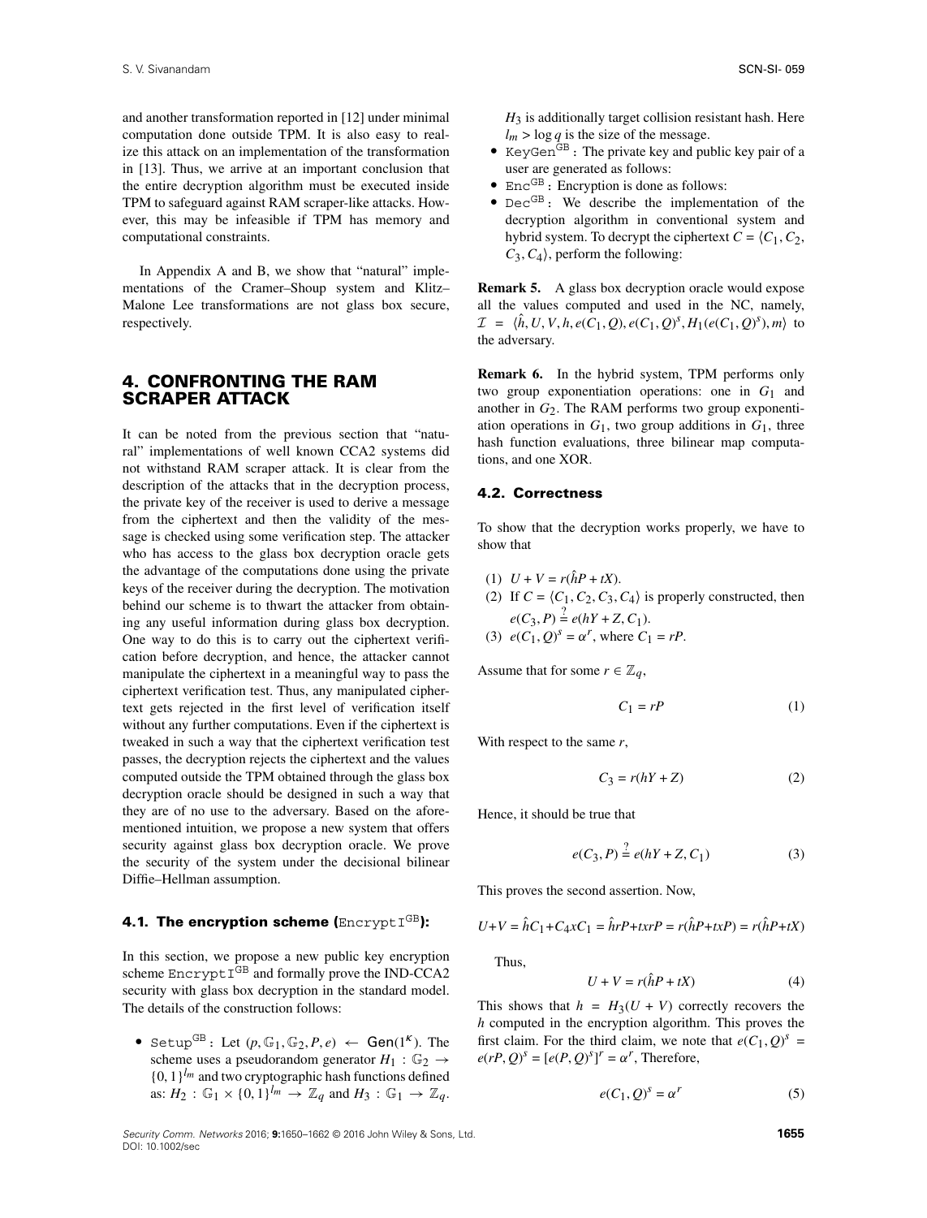and another transformation reported in [12] under minimal computation done outside TPM. It is also easy to realize this attack on an implementation of the transformation in [13]. Thus, we arrive at an important conclusion that the entire decryption algorithm must be executed inside TPM to safeguard against RAM scraper-like attacks. However, this may be infeasible if TPM has memory and computational constraints.

In Appendix A and B, we show that "natural" implementations of the Cramer–Shoup system and Klitz–Malone Lee transformations are not glass box secure, respectively.

## 4. CONFRONTING THE RAM SCRAPER ATTACK

It can be noted from the previous section that "natural" implementations of well known CCA2 systems did not withstand RAM scraper attack. It is clear from the description of the attacks that in the decryption process, the private key of the receiver is used to derive a message from the ciphertext and then the validity of the message is checked using some verification step. The attacker who has access to the glass box decryption oracle gets the advantage of the computations done using the private keys of the receiver during the decryption. The motivation behind our scheme is to thwart the attacker from obtaining any useful information during glass box decryption. One way to do this is to carry out the ciphertext verification before decryption, and hence, the attacker cannot manipulate the ciphertext in a meaningful way to pass the ciphertext verification test. Thus, any manipulated ciphertext gets rejected in the first level of verification itself without any further computations. Even if the ciphertext is tweaked in such a way that the ciphertext verification test passes, the decryption rejects the ciphertext and the values computed outside the TPM obtained through the glass box decryption oracle should be designed in such a way that they are of no use to the adversary. Based on the aforementioned intuition, we propose a new system that offers security against glass box decryption oracle. We prove the security of the system under the decisional bilinear Diffie–Hellman assumption.

### 4.1. The encryption scheme ($\texttt{EncryptI}^{\text{GB}}$):

In this section, we propose a new public key encryption scheme $\texttt{EncryptI}^{\text{GB}}$ and formally prove the IND-CCA2 security with glass box decryption in the standard model. The details of the construction follows:

- $\texttt{Setup}^{\text{GB}}$: Let $(p, \mathbb{G}_1, \mathbb{G}_2, P, e) \leftarrow \mathsf{Gen}(1^\kappa)$. The scheme uses a pseudorandom generator $H_1 : \mathbb{G}_2 \to \{0,1\}^{l_m}$ and two cryptographic hash functions defined as: $H_2 : \mathbb{G}_1 \times \{0,1\}^{l_m} \to \mathbb{Z}_q$ and $H_3 : \mathbb{G}_1 \to \mathbb{Z}_q$. $H_3$ is additionally target collision resistant hash. Here $l_m > \log q$ is the size of the message.
- $\texttt{KeyGen}^{\text{GB}}$: The private key and public key pair of a user are generated as follows:
- $\texttt{Enc}^{\text{GB}}$: Encryption is done as follows:
- $\texttt{Dec}^{\text{GB}}$: We describe the implementation of the decryption algorithm in conventional system and hybrid system. To decrypt the ciphertext $C = \langle C_1, C_2, C_3, C_4 \rangle$, perform the following:

**Remark 5.** A glass box decryption oracle would expose all the values computed and used in the NC, namely, $\mathcal{I} = \langle \hat{h}, U, V, h, e(C_1, Q), e(C_1, Q)^s, H_1(e(C_1, Q)^s), m \rangle$ to the adversary.

**Remark 6.** In the hybrid system, TPM performs only two group exponentiation operations: one in $G_1$ and another in $G_2$. The RAM performs two group exponentiation operations in $G_1$, two group additions in $G_1$, three hash function evaluations, three bilinear map computations, and one XOR.

### 4.2. Correctness

To show that the decryption works properly, we have to show that

(1) $U + V = r(\hat{h}P + tX)$.
(2) If $C = \langle C_1, C_2, C_3, C_4 \rangle$ is properly constructed, then $e(C_3, P) \stackrel{?}{=} e(hY + Z, C_1)$.
(3) $e(C_1, Q)^s = \alpha^r$, where $C_1 = rP$.

Assume that for some $r \in \mathbb{Z}_q$,

$$C_1 = rP \tag{1}$$

With respect to the same $r$,

$$C_3 = r(hY + Z) \tag{2}$$

Hence, it should be true that

$$e(C_3, P) \stackrel{?}{=} e(hY + Z, C_1) \tag{3}$$

This proves the second assertion. Now,

$$U + V = \hat{h}C_1 + C_4 x C_1 = \hat{h}rP + txrP = r(\hat{h}P + txP) = r(\hat{h}P + tX)$$

Thus,

$$U + V = r(\hat{h}P + tX) \tag{4}$$

This shows that $h = H_3(U + V)$ correctly recovers the $h$ computed in the encryption algorithm. This proves the first claim. For the third claim, we note that $e(C_1, Q)^s = e(rP, Q)^s = [e(P, Q)^s]^r = \alpha^r$, Therefore,

$$e(C_1, Q)^s = \alpha^r \tag{5}$$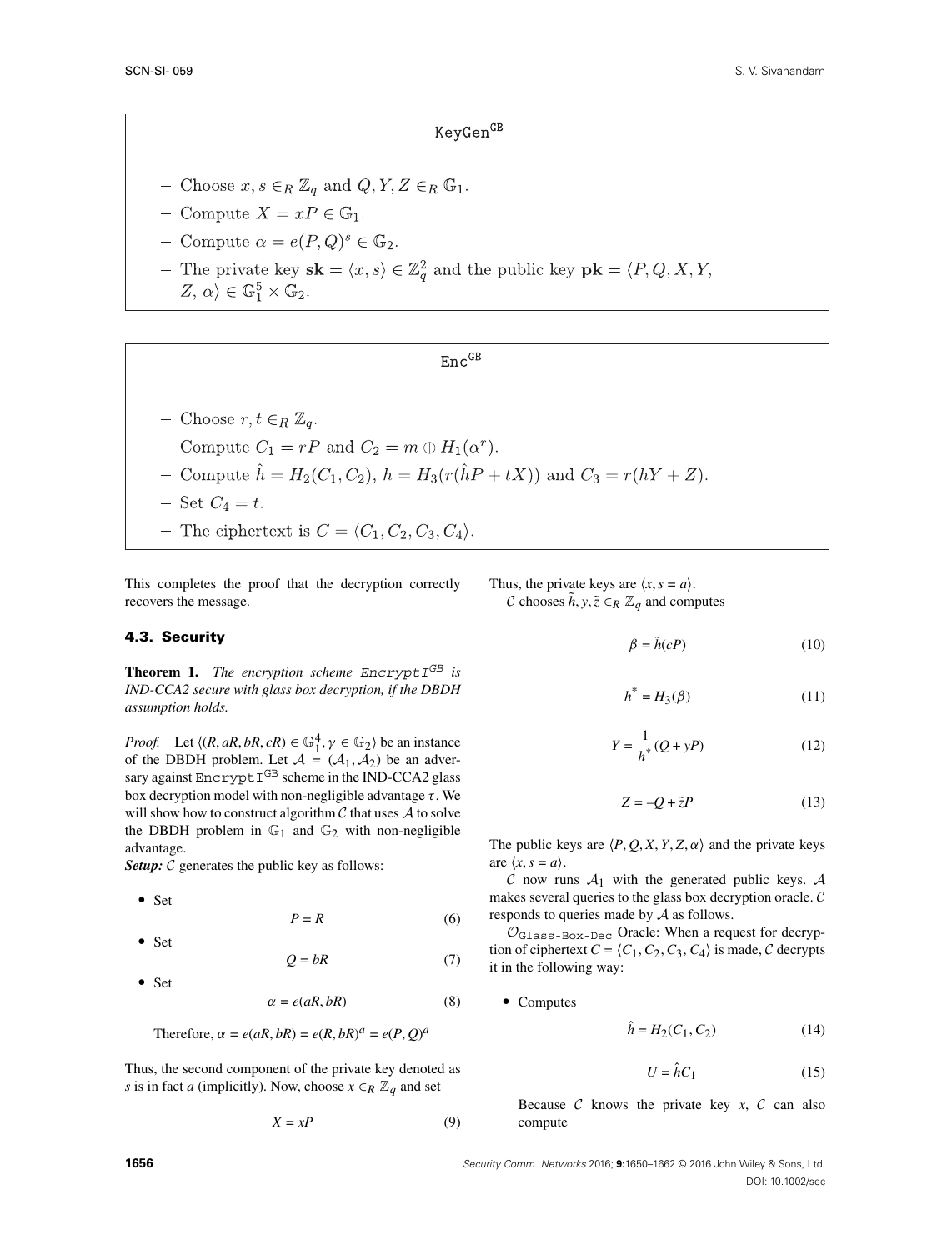**$\texttt{KeyGen}^{\texttt{GB}}$**

- Choose $x, s \in_R \mathbb{Z}_q$ and $Q, Y, Z \in_R \mathbb{G}_1$.
- Compute $X = xP \in \mathbb{G}_1$.
- Compute $\alpha = e(P, Q)^s \in \mathbb{G}_2$.
- The private key $\mathbf{sk} = \langle x, s \rangle \in \mathbb{Z}_q^2$ and the public key $\mathbf{pk} = \langle P, Q, X, Y, Z, \alpha \rangle \in \mathbb{G}_1^5 \times \mathbb{G}_2$.

**$\texttt{Enc}^{\texttt{GB}}$**

- Choose $r, t \in_R \mathbb{Z}_q$.
- Compute $C_1 = rP$ and $C_2 = m \oplus H_1(\alpha^r)$.
- Compute $\hat{h} = H_2(C_1, C_2)$, $h = H_3(r(\hat{h}P + tX))$ and $C_3 = r(hY + Z)$.
- Set $C_4 = t$.
- The ciphertext is $C = \langle C_1, C_2, C_3, C_4 \rangle$.

This completes the proof that the decryption correctly recovers the message.

### 4.3. Security

**Theorem 1.** *The encryption scheme $\texttt{EncryptI}^{GB}$ is IND-CCA2 secure with glass box decryption, if the DBDH assumption holds.*

*Proof.* Let $\langle (R, aR, bR, cR) \in \mathbb{G}_1^4, \gamma \in \mathbb{G}_2 \rangle$ be an instance of the DBDH problem. Let $\mathcal{A} = (\mathcal{A}_1, \mathcal{A}_2)$ be an adversary against $\texttt{EncryptI}^{\texttt{GB}}$ scheme in the IND-CCA2 glass box decryption model with non-negligible advantage $\epsilon$. We will show how to construct algorithm $\mathcal{C}$ that uses $\mathcal{A}$ to solve the DBDH problem in $\mathbb{G}_1$ and $\mathbb{G}_2$ with non-negligible advantage.

***Setup:*** $\mathcal{C}$ generates the public key as follows:

- Set
$$P = R \tag{6}$$
- Set
$$Q = bR \tag{7}$$
- Set
$$\alpha = e(aR, bR) \tag{8}$$

Therefore, $\alpha = e(aR, bR) = e(R, bR)^a = e(P, Q)^a$

Thus, the second component of the private key denoted as $s$ is in fact $a$ (implicitly). Now, choose $x \in_R \mathbb{Z}_q$ and set

$$X = xP \tag{9}$$

Thus, the private keys are $\langle x, s = a \rangle$.

$\mathcal{C}$ chooses $\tilde{h}, y, \tilde{z} \in_R \mathbb{Z}_q$ and computes

$$\beta = \tilde{h}(cP) \tag{10}$$

$$h^* = H_3(\beta) \tag{11}$$

$$Y = \frac{1}{h^*}(Q + yP) \tag{12}$$

$$Z = -Q + \tilde{z}P \tag{13}$$

The public keys are $\langle P, Q, X, Y, Z, \alpha \rangle$ and the private keys are $\langle x, s = a \rangle$.

$\mathcal{C}$ now runs $\mathcal{A}_1$ with the generated public keys. $\mathcal{A}$ makes several queries to the glass box decryption oracle. $\mathcal{C}$ responds to queries made by $\mathcal{A}$ as follows.

$\mathcal{O}_{\texttt{Glass-Box-Dec}}$ Oracle: When a request for decryption of ciphertext $C = \langle C_1, C_2, C_3, C_4 \rangle$ is made, $\mathcal{C}$ decrypts it in the following way:

- Computes
$$\hat{h} = H_2(C_1, C_2) \tag{14}$$
$$U = \hat{h}C_1 \tag{15}$$

Because $\mathcal{C}$ knows the private key $x$, $\mathcal{C}$ can also compute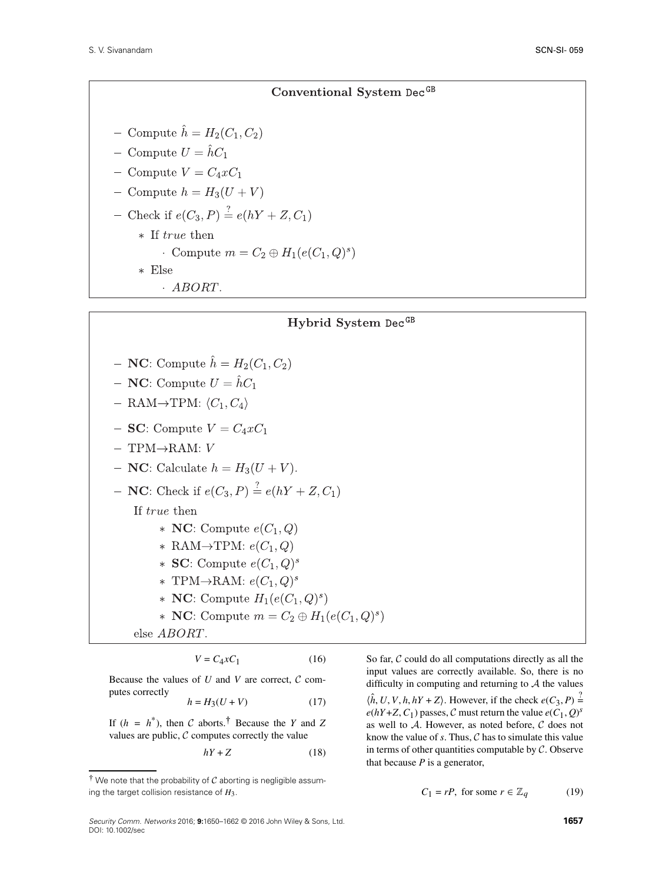**Conventional System $\texttt{Dec}^{\texttt{GB}}$**

- Compute $\hat{h} = H_2(C_1, C_2)$
- Compute $U = \hat{h}C_1$
- Compute $V = C_4 x C_1$
- Compute $h = H_3(U + V)$
- Check if $e(C_3, P) \stackrel{?}{=} e(hY + Z, C_1)$
  - If *true* then
    - Compute $m = C_2 \oplus H_1(e(C_1, Q)^s)$
  - Else
    - *ABORT*.

**Hybrid System $\texttt{Dec}^{\texttt{GB}}$**

- **NC**: Compute $\hat{h} = H_2(C_1, C_2)$
- **NC**: Compute $U = \hat{h}C_1$
- RAM→TPM: $\langle C_1, C_4 \rangle$
- **SC**: Compute $V = C_4 x C_1$
- TPM→RAM: $V$
- **NC**: Calculate $h = H_3(U + V)$.
- **NC**: Check if $e(C_3, P) \stackrel{?}{=} e(hY + Z, C_1)$

  If *true* then
  - **NC**: Compute $e(C_1, Q)$
  - RAM→TPM: $e(C_1, Q)$
  - **SC**: Compute $e(C_1, Q)^s$
  - TPM→RAM: $e(C_1, Q)^s$
  - **NC**: Compute $H_1(e(C_1, Q)^s)$
  - **NC**: Compute $m = C_2 \oplus H_1(e(C_1, Q)^s)$

  else *ABORT*.

$$V = C_4 x C_1 \tag{16}$$

Because the values of $U$ and $V$ are correct, $\mathcal{C}$ computes correctly

$$h = H_3(U + V) \tag{17}$$

If ($h = h^*$), then $\mathcal{C}$ aborts.† Because the $Y$ and $Z$ values are public, $\mathcal{C}$ computes correctly the value

$$hY + Z \tag{18}$$

So far, $\mathcal{C}$ could do all computations directly as all the input values are correctly available. So, there is no difficulty in computing and returning to $\mathcal{A}$ the values $\langle \hat{h}, U, V, h, hY + Z \rangle$. However, if the check $e(C_3, P) \stackrel{?}{=} e(hY+Z, C_1)$ passes, $\mathcal{C}$ must return the value $e(C_1, Q)^s$ as well to $\mathcal{A}$. However, as noted before, $\mathcal{C}$ does not know the value of $s$. Thus, $\mathcal{C}$ has to simulate this value in terms of other quantities computable by $\mathcal{C}$. Observe that because $P$ is a generator,

$$C_1 = rP, \text{ for some } r \in \mathbb{Z}_q \tag{19}$$

† We note that the probability of $\mathcal{C}$ aborting is negligible assuming the target collision resistance of $H_3$.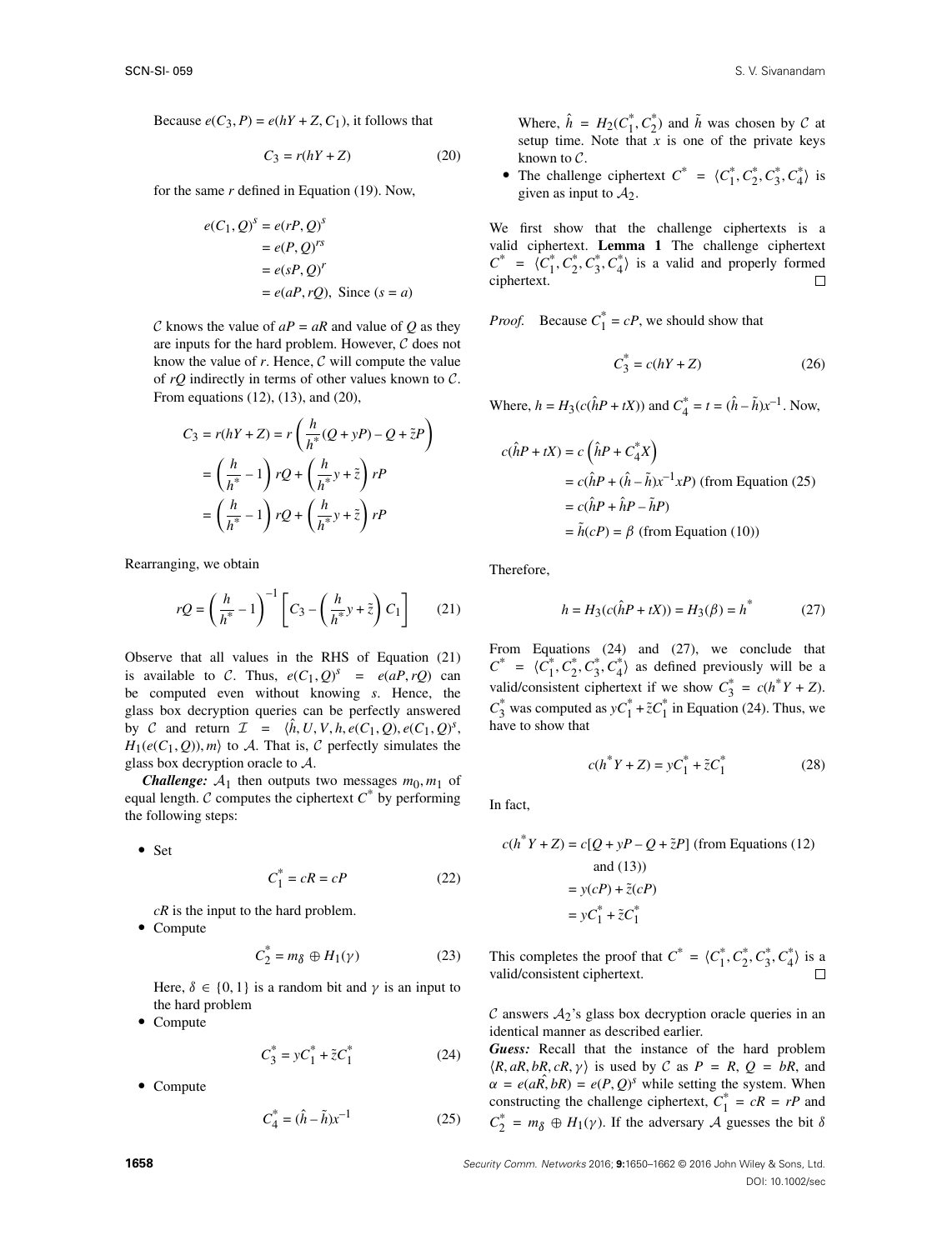Because $e(C_3, P) = e(hY + Z, C_1)$, it follows that

$$C_3 = r(hY + Z) \tag{20}$$

for the same $r$ defined in Equation (19). Now,

$$\begin{aligned} e(C_1, Q)^s &= e(rP, Q)^s \\ &= e(P, Q)^{rs} \\ &= e(sP, Q)^r \\ &= e(aP, rQ), \text{ Since } (s = a) \end{aligned}$$

$\mathcal{C}$ knows the value of $aP = aR$ and value of $Q$ as they are inputs for the hard problem. However, $\mathcal{C}$ does not know the value of $r$. Hence, $\mathcal{C}$ will compute the value of $rQ$ indirectly in terms of other values known to $\mathcal{C}$. From equations (12), (13), and (20),

$$\begin{aligned} C_3 = r(hY + Z) &= r\left(\frac{h}{h^*}(Q + yP) - Q + \tilde{z}P\right) \\ &= \left(\frac{h}{h^*} - 1\right) rQ + \left(\frac{h}{h^*}y + \tilde{z}\right) rP \\ &= \left(\frac{h}{h^*} - 1\right) rQ + \left(\frac{h}{h^*}y + \tilde{z}\right) rP \end{aligned}$$

Rearranging, we obtain

$$rQ = \left(\frac{h}{h^*} - 1\right)^{-1}\left[C_3 - \left(\frac{h}{h^*}y + \tilde{z}\right)C_1\right] \tag{21}$$

Observe that all values in the RHS of Equation (21) is available to $\mathcal{C}$. Thus, $e(C_1, Q)^s = e(aP, rQ)$ can be computed even without knowing $s$. Hence, the glass box decryption queries can be perfectly answered by $\mathcal{C}$ and return $\mathcal{I} = \langle \hat{h}, U, V, h, e(C_1, Q), e(C_1, Q)^s, H_1(e(C_1, Q)), m\rangle$ to $\mathcal{A}$. That is, $\mathcal{C}$ perfectly simulates the glass box decryption oracle to $\mathcal{A}$.

***Challenge:*** $\mathcal{A}_1$ then outputs two messages $m_0, m_1$ of equal length. $\mathcal{C}$ computes the ciphertext $C^*$ by performing the following steps:

- Set

$$C_1^* = cR = cP \tag{22}$$

  $cR$ is the input to the hard problem.
- Compute

$$C_2^* = m_\delta \oplus H_1(\gamma) \tag{23}$$

  Here, $\delta \in \{0, 1\}$ is a random bit and $\gamma$ is an input to the hard problem
- Compute

$$C_3^* = yC_1^* + \tilde{z}C_1^* \tag{24}$$

- Compute

$$C_4^* = (\hat{h} - \tilde{h})x^{-1} \tag{25}$$

  Where, $\hat{h} = H_2(C_1^*, C_2^*)$ and $\tilde{h}$ was chosen by $\mathcal{C}$ at setup time. Note that $x$ is one of the private keys known to $\mathcal{C}$.
- The challenge ciphertext $C^* = \langle C_1^*, C_2^*, C_3^*, C_4^*\rangle$ is given as input to $\mathcal{A}_2$.

We first show that the challenge ciphertexts is a valid ciphertext. **Lemma 1** The challenge ciphertext $C^* = \langle C_1^*, C_2^*, C_3^*, C_4^*\rangle$ is a valid and properly formed ciphertext. □

*Proof.* Because $C_1^* = cP$, we should show that

$$C_3^* = c(hY + Z) \tag{26}$$

Where, $h = H_3(c(\hat{h}P + tX))$ and $C_4^* = t = (\hat{h} - \tilde{h})x^{-1}$. Now,

$$\begin{aligned} c(\hat{h}P + tX) &= c\left(\hat{h}P + C_4^*X\right) \\ &= c(\hat{h}P + (\hat{h} - \tilde{h})x^{-1}xP) \text{ (from Equation (25)} \\ &= c(\hat{h}P + \hat{h}P - \tilde{h}P) \\ &= \tilde{h}(cP) = \beta \text{ (from Equation (10))} \end{aligned}$$

Therefore,

$$h = H_3(c(\hat{h}P + tX)) = H_3(\beta) = h^* \tag{27}$$

From Equations (24) and (27), we conclude that $C^* = \langle C_1^*, C_2^*, C_3^*, C_4^*\rangle$ as defined previously will be a valid/consistent ciphertext if we show $C_3^* = c(h^*Y + Z)$. $C_3^*$ was computed as $yC_1^* + \tilde{z}C_1^*$ in Equation (24). Thus, we have to show that

$$c(h^*Y + Z) = yC_1^* + \tilde{z}C_1^* \tag{28}$$

In fact,

$$\begin{aligned} c(h^*Y + Z) &= c[Q + yP - Q + \tilde{z}P] \text{ (from Equations (12) and (13))} \\ &= y(cP) + \tilde{z}(cP) \\ &= yC_1^* + \tilde{z}C_1^* \end{aligned}$$

This completes the proof that $C^* = \langle C_1^*, C_2^*, C_3^*, C_4^*\rangle$ is a valid/consistent ciphertext. □

$\mathcal{C}$ answers $\mathcal{A}_2$'s glass box decryption oracle queries in an identical manner as described earlier.

***Guess:*** Recall that the instance of the hard problem $\langle R, aR, bR, cR, \gamma\rangle$ is used by $\mathcal{C}$ as $P = R$, $Q = bR$, and $\alpha = e(a\hat{R}, bR) = e(P, Q)^s$ while setting the system. When constructing the challenge ciphertext, $C_1^* = cR = rP$ and $C_2^* = m_\delta \oplus H_1(\gamma)$. If the adversary $\mathcal{A}$ guesses the bit $\delta$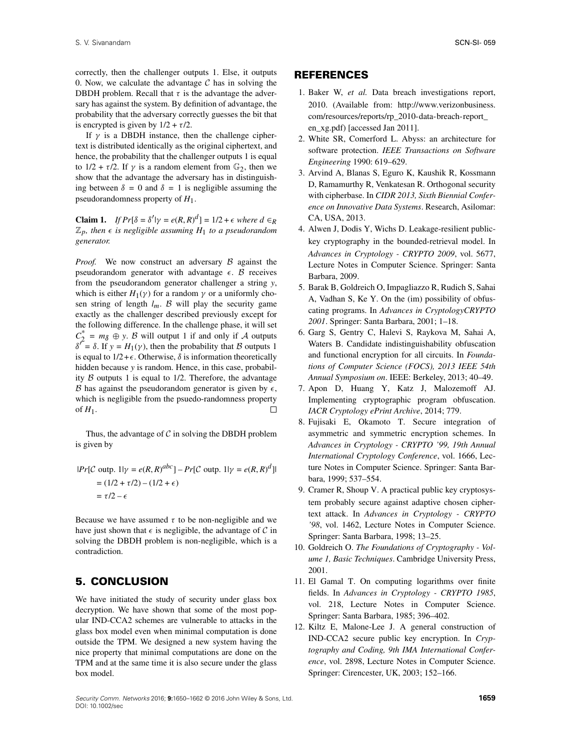correctly, then the challenger outputs 1. Else, it outputs 0. Now, we calculate the advantage $\mathcal{C}$ has in solving the DBDH problem. Recall that $\tau$ is the advantage the adversary has against the system. By definition of advantage, the probability that the adversary correctly guesses the bit that is encrypted is given by $1/2 + \tau/2$.

If $\gamma$ is a DBDH instance, then the challenge ciphertext is distributed identically as the original ciphertext, and hence, the probability that the challenger outputs 1 is equal to $1/2 + \tau/2$. If $\gamma$ is a random element from $\mathbb{G}_2$, then we show that the advantage the adversary has in distinguishing between $\delta = 0$ and $\delta = 1$ is negligible assuming the pseudorandomness property of $H_1$.

**Claim 1.** *If $Pr[\delta = \delta' | \gamma = e(R, R)^d] = 1/2 + \epsilon$ where $d \in_R \mathbb{Z}_p$, then $\epsilon$ is negligible assuming $H_1$ to a pseudorandom generator.*

*Proof.* We now construct an adversary $\mathcal{B}$ against the pseudorandom generator with advantage $\epsilon$. $\mathcal{B}$ receives from the pseudorandom generator challenger a string $y$, which is either $H_1(\gamma)$ for a random $\gamma$ or a uniformly chosen string of length $l_m$. $\mathcal{B}$ will play the security game exactly as the challenger described previously except for the following difference. In the challenge phase, it will set $C_2^* = m_\delta \oplus y$. $\mathcal{B}$ will output 1 if and only if $\mathcal{A}$ outputs $\delta' = \delta$. If $y = H_1(\gamma)$, then the probability that $\mathcal{B}$ outputs 1 is equal to $1/2 + \epsilon$. Otherwise, $\delta$ is information theoretically hidden because $y$ is random. Hence, in this case, probability $\mathcal{B}$ outputs 1 is equal to 1/2. Therefore, the advantage $\mathcal{B}$ has against the pseudorandom generator is given by $\epsilon$, which is negligible from the psuedo-randomness property of $H_1$. $\square$

Thus, the advantage of $\mathcal{C}$ in solving the DBDH problem is given by

$$
\begin{aligned}
|Pr[\mathcal{C} \text{ outp. } 1 | \gamma = e(R, R)^{abc}] &- Pr[\mathcal{C} \text{ outp. } 1 | \gamma = e(R, R)^d]| \\
&= (1/2 + \tau/2) - (1/2 + \epsilon) \\
&= \tau/2 - \epsilon
\end{aligned}
$$

Because we have assumed $\tau$ to be non-negligible and we have just shown that $\epsilon$ is negligible, the advantage of $\mathcal{C}$ in solving the DBDH problem is non-negligible, which is a contradiction.

## 5. CONCLUSION

We have initiated the study of security under glass box decryption. We have shown that some of the most popular IND-CCA2 schemes are vulnerable to attacks in the glass box model even when minimal computation is done outside the TPM. We designed a new system having the nice property that minimal computations are done on the TPM and at the same time it is also secure under the glass box model.

## REFERENCES

1. Baker W, *et al.* Data breach investigations report, 2010. (Available from: http://www.verizonbusiness.com/resources/reports/rp_2010-data-breach-report_en_xg.pdf) [accessed Jan 2011].
2. White SR, Comerford L. Abyss: an architecture for software protection. *IEEE Transactions on Software Engineering* 1990: 619–629.
3. Arvind A, Blanas S, Eguro K, Kaushik R, Kossmann D, Ramamurthy R, Venkatesan R. Orthogonal security with cipherbase. In *CIDR 2013, Sixth Biennial Conference on Innovative Data Systems*. Research, Asilomar: CA, USA, 2013.
4. Alwen J, Dodis Y, Wichs D. Leakage-resilient public-key cryptography in the bounded-retrieval model. In *Advances in Cryptology - CRYPTO 2009*, vol. 5677, Lecture Notes in Computer Science. Springer: Santa Barbara, 2009.
5. Barak B, Goldreich O, Impagliazzo R, Rudich S, Sahai A, Vadhan S, Ke Y. On the (im) possibility of obfuscating programs. In *Advances in CryptologyCRYPTO 2001*. Springer: Santa Barbara, 2001; 1–18.
6. Garg S, Gentry C, Halevi S, Raykova M, Sahai A, Waters B. Candidate indistinguishability obfuscation and functional encryption for all circuits. In *Foundations of Computer Science (FOCS), 2013 IEEE 54th Annual Symposium on*. IEEE: Berkeley, 2013; 40–49.
7. Apon D, Huang Y, Katz J, Malozemoff AJ. Implementing cryptographic program obfuscation. *IACR Cryptology ePrint Archive*, 2014; 779.
8. Fujisaki E, Okamoto T. Secure integration of asymmetric and symmetric encryption schemes. In *Advances in Cryptology - CRYPTO '99, 19th Annual International Cryptology Conference*, vol. 1666, Lecture Notes in Computer Science. Springer: Santa Barbara, 1999; 537–554.
9. Cramer R, Shoup V. A practical public key cryptosystem probably secure against adaptive chosen ciphertext attack. In *Advances in Cryptology - CRYPTO '98*, vol. 1462, Lecture Notes in Computer Science. Springer: Santa Barbara, 1998; 13–25.
10. Goldreich O. *The Foundations of Cryptography - Volume 1, Basic Techniques*. Cambridge University Press, 2001.
11. El Gamal T. On computing logarithms over finite fields. In *Advances in Cryptology - CRYPTO 1985*, vol. 218, Lecture Notes in Computer Science. Springer: Santa Barbara, 1985; 396–402.
12. Kiltz E, Malone-Lee J. A general construction of IND-CCA2 secure public key encryption. In *Cryptography and Coding, 9th IMA International Conference*, vol. 2898, Lecture Notes in Computer Science. Springer: Cirencester, UK, 2003; 152–166.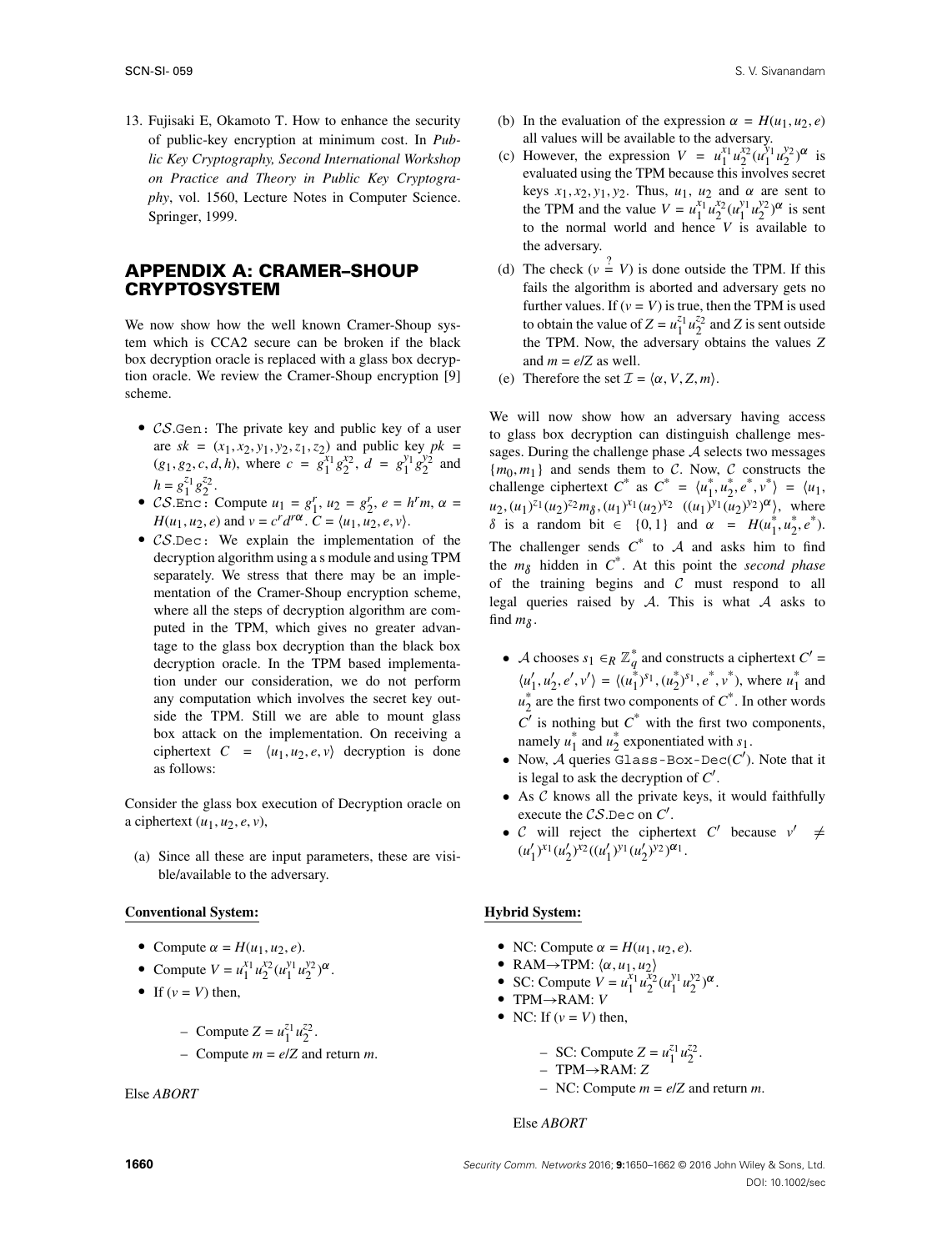13. Fujisaki E, Okamoto T. How to enhance the security of public-key encryption at minimum cost. In *Public Key Cryptography, Second International Workshop on Practice and Theory in Public Key Cryptography*, vol. 1560, Lecture Notes in Computer Science. Springer, 1999.

## APPENDIX A: CRAMER–SHOUP CRYPTOSYSTEM

We now show how the well known Cramer-Shoup system which is CCA2 secure can be broken if the black box decryption oracle is replaced with a glass box decryption oracle. We review the Cramer-Shoup encryption [9] scheme.

- $\mathcal{CS}$.Gen: The private key and public key of a user are $sk = (x_1, x_2, y_1, y_2, z_1, z_2)$ and public key $pk = (g_1, g_2, c, d, h)$, where $c = g_1^{x_1} g_2^{x_2}$, $d = g_1^{y_1} g_2^{y_2}$ and $h = g_1^{z_1} g_2^{z_2}$.
- $\mathcal{CS}$.Enc: Compute $u_1 = g_1^r$, $u_2 = g_2^r$, $e = h^r m$, $\alpha = H(u_1, u_2, e)$ and $v = c^r d^{r\alpha}$. $C = \langle u_1, u_2, e, v \rangle$.
- $\mathcal{CS}$.Dec: We explain the implementation of the decryption algorithm using a s module and using TPM separately. We stress that there may be an implementation of the Cramer-Shoup encryption scheme, where all the steps of decryption algorithm are computed in the TPM, which gives no greater advantage to the glass box decryption than the black box decryption oracle. In the TPM based implementation under our consideration, we do not perform any computation which involves the secret key outside the TPM. Still we are able to mount glass box attack on the implementation. On receiving a ciphertext $C = \langle u_1, u_2, e, v \rangle$ decryption is done as follows:

Consider the glass box execution of Decryption oracle on a ciphertext $(u_1, u_2, e, v)$,

(a) Since all these are input parameters, these are visible/available to the adversary.

**Conventional System:**

- Compute $\alpha = H(u_1, u_2, e)$.
- Compute $V = u_1^{x_1} u_2^{x_2} (u_1^{y_1} u_2^{y_2})^{\alpha}$.
- If $(v = V)$ then,
  - Compute $Z = u_1^{z_1} u_2^{z_2}$.
  - Compute $m = e/Z$ and return $m$.

Else *ABORT*

(b) In the evaluation of the expression $\alpha = H(u_1, u_2, e)$ all values will be available to the adversary.

(c) However, the expression $V = u_1^{x_1} u_2^{x_2} (u_1^{y_1} u_2^{y_2})^{\alpha}$ is evaluated using the TPM because this involves secret keys $x_1, x_2, y_1, y_2$. Thus, $u_1$, $u_2$ and $\alpha$ are sent to the TPM and the value $V = u_1^{x_1} u_2^{x_2} (u_1^{y_1} u_2^{y_2})^{\alpha}$ is sent to the normal world and hence $V$ is available to the adversary.

(d) The check $(v \stackrel{?}{=} V)$ is done outside the TPM. If this fails the algorithm is aborted and adversary gets no further values. If $(v = V)$ is true, then the TPM is used to obtain the value of $Z = u_1^{z_1} u_2^{z_2}$ and $Z$ is sent outside the TPM. Now, the adversary obtains the values $Z$ and $m = e/Z$ as well.

(e) Therefore the set $\mathcal{I} = \langle \alpha, V, Z, m \rangle$.

We will now show how an adversary having access to glass box decryption can distinguish challenge messages. During the challenge phase $\mathcal{A}$ selects two messages $\{m_0, m_1\}$ and sends them to $\mathcal{C}$. Now, $\mathcal{C}$ constructs the challenge ciphertext $C^*$ as $C^* = \langle u_1^*, u_2^*, e^*, v^* \rangle = \langle u_1, u_2, (u_1)^{z_1}(u_2)^{z_2} m_\delta, (u_1)^{x_1}(u_2)^{x_2} \ ((u_1)^{y_1}(u_2)^{y_2})^{\alpha} \rangle$, where $\delta$ is a random bit $\in \{0, 1\}$ and $\alpha = H(u_1^*, u_2^*, e^*)$. The challenger sends $C^*$ to $\mathcal{A}$ and asks him to find the $m_\delta$ hidden in $C^*$. At this point the *second phase* of the training begins and $\mathcal{C}$ must respond to all legal queries raised by $\mathcal{A}$. This is what $\mathcal{A}$ asks to find $m_\delta$.

- $\mathcal{A}$ chooses $s_1 \in_R \mathbb{Z}_q^*$ and constructs a ciphertext $C' = \langle u_1', u_2', e', v' \rangle = \langle (u_1^*)^{s_1}, (u_2^*)^{s_1}, e^*, v^* \rangle$, where $u_1^*$ and $u_2^*$ are the first two components of $C^*$. In other words $C'$ is nothing but $C^*$ with the first two components, namely $u_1^*$ and $u_2^*$ exponentiated with $s_1$.
- Now, $\mathcal{A}$ queries Glass-Box-Dec$(C')$. Note that it is legal to ask the decryption of $C'$.
- As $\mathcal{C}$ knows all the private keys, it would faithfully execute the $\mathcal{CS}$.Dec on $C'$.
- $\mathcal{C}$ will reject the ciphertext $C'$ because $v' \neq (u_1')^{x_1}(u_2')^{x_2}((u_1')^{y_1}(u_2')^{y_2})^{\alpha_1}$.

**Hybrid System:**

- NC: Compute $\alpha = H(u_1, u_2, e)$.
- RAM→TPM: $\langle \alpha, u_1, u_2 \rangle$
- SC: Compute $V = u_1^{x_1} u_2^{x_2} (u_1^{y_1} u_2^{y_2})^{\alpha}$.
- TPM→RAM: $V$
- NC: If $(v = V)$ then,
  - SC: Compute $Z = u_1^{z_1} u_2^{z_2}$.
  - TPM→RAM: $Z$
  - NC: Compute $m = e/Z$ and return $m$.

Else *ABORT*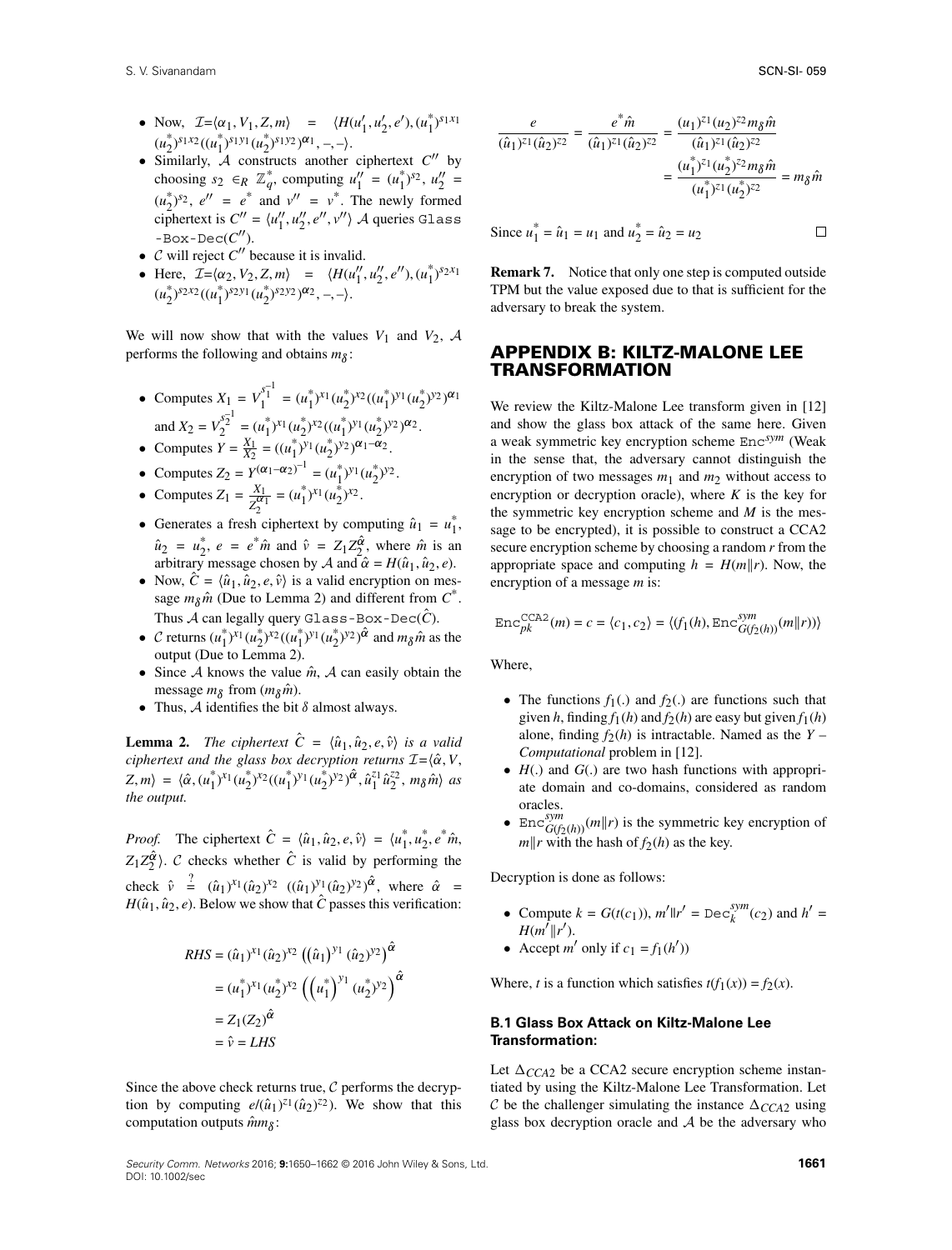- Now, $\mathcal{I}$=$\langle \alpha_1, V_1, Z, m\rangle$ = $\langle H(u_1', u_2', e'), (u_1^*)^{s_1 x_1} (u_2^*)^{s_1 x_2}((u_1^*)^{s_1 y_1}(u_2^*)^{s_1 y_2})^{\alpha_1}, -, -\rangle$.
- Similarly, $\mathcal{A}$ constructs another ciphertext $C''$ by choosing $s_2 \in_R \mathbb{Z}_q^*$, computing $u_1'' = (u_1^*)^{s_2}$, $u_2'' = (u_2^*)^{s_2}$, $e'' = e^*$ and $v'' = v^*$. The newly formed ciphertext is $C'' = \langle u_1'', u_2'', e'', v''\rangle$ $\mathcal{A}$ queries `Glass-Box-Dec`($C''$).
- $\mathcal{C}$ will reject $C''$ because it is invalid.
- Here, $\mathcal{I}$=$\langle \alpha_2, V_2, Z, m\rangle$ = $\langle H(u_1'', u_2'', e''), (u_1^*)^{s_2 x_1} (u_2^*)^{s_2 x_2}((u_1^*)^{s_2 y_1}(u_2^*)^{s_2 y_2})^{\alpha_2}, -, -\rangle$.

We will now show that with the values $V_1$ and $V_2$, $\mathcal{A}$ performs the following and obtains $m_\delta$:

- Computes $X_1 = V_1^{s_1^{-1}} = (u_1^*)^{x_1}(u_2^*)^{x_2}((u_1^*)^{y_1}(u_2^*)^{y_2})^{\alpha_1}$ and $X_2 = V_2^{s_2^{-1}} = (u_1^*)^{x_1}(u_2^*)^{x_2}((u_1^*)^{y_1}(u_2^*)^{y_2})^{\alpha_2}$.
- Computes $Y = \frac{X_1}{X_2} = ((u_1^*)^{y_1}(u_2^*)^{y_2})^{\alpha_1 - \alpha_2}$.
- Computes $Z_2 = Y^{(\alpha_1-\alpha_2)^{-1}} = (u_1^*)^{y_1}(u_2^*)^{y_2}$.
- Computes $Z_1 = \frac{X_1}{Z_2^{\alpha_1}} = (u_1^*)^{x_1}(u_2^*)^{x_2}$.
- Generates a fresh ciphertext by computing $\hat{u}_1 = u_1^*$, $\hat{u}_2 = u_2^*$, $e = e^*\hat{m}$ and $\hat{v} = Z_1 Z_2^{\hat{\alpha}}$, where $\hat{m}$ is an arbitrary message chosen by $\mathcal{A}$ and $\hat{\alpha} = H(\hat{u}_1, \hat{u}_2, e)$.
- Now, $\hat{C} = \langle \hat{u}_1, \hat{u}_2, e, \hat{v}\rangle$ is a valid encryption on message $m_\delta \hat{m}$ (Due to Lemma 2) and different from $C^*$. Thus $\mathcal{A}$ can legally query `Glass-Box-Dec`($\hat{C}$).
- $\mathcal{C}$ returns $(u_1^*)^{x_1}(u_2^*)^{x_2}((u_1^*)^{y_1}(u_2^*)^{y_2})^{\hat{\alpha}}$ and $m_\delta \hat{m}$ as the output (Due to Lemma 2).
- Since $\mathcal{A}$ knows the value $\hat{m}$, $\mathcal{A}$ can easily obtain the message $m_\delta$ from $(m_\delta \hat{m})$.
- Thus, $\mathcal{A}$ identifies the bit $\delta$ almost always.

**Lemma 2.** *The ciphertext $\hat{C} = \langle \hat{u}_1, \hat{u}_2, e, \hat{v}\rangle$ is a valid ciphertext and the glass box decryption returns $\mathcal{I}$=$\langle \hat{\alpha}, V, Z, m\rangle$ = $\langle \hat{\alpha}, (u_1^*)^{x_1}(u_2^*)^{x_2}((u_1^*)^{y_1}(u_2^*)^{y_2})^{\hat{\alpha}}, \hat{u}_1^{z_1}\hat{u}_2^{z_2}, m_\delta \hat{m}\rangle$ as the output.*

*Proof.* The ciphertext $\hat{C} = \langle \hat{u}_1, \hat{u}_2, e, \hat{v}\rangle = \langle u_1^*, u_2^*, e^*\hat{m}, Z_1 Z_2^{\hat{\alpha}}\rangle$. $\mathcal{C}$ checks whether $\hat{C}$ is valid by performing the check $\hat{v} \stackrel{?}{=} (\hat{u}_1)^{x_1}(\hat{u}_2)^{x_2}\ ((\hat{u}_1)^{y_1}(\hat{u}_2)^{y_2})^{\hat{\alpha}}$, where $\hat{\alpha} = H(\hat{u}_1, \hat{u}_2, e)$. Below we show that $\hat{C}$ passes this verification:

$$
\begin{aligned}
RHS &= (\hat{u}_1)^{x_1}(\hat{u}_2)^{x_2}\left(\left(\hat{u}_1\right)^{y_1}(\hat{u}_2)^{y_2}\right)^{\hat{\alpha}} \\
&= (u_1^*)^{x_1}(u_2^*)^{x_2}\left(\left(u_1^*\right)^{y_1}(u_2^*)^{y_2}\right)^{\hat{\alpha}} \\
&= Z_1(Z_2)^{\hat{\alpha}} \\
&= \hat{v} = LHS
\end{aligned}
$$

Since the above check returns true, $\mathcal{C}$ performs the decryption by computing $e/(\hat{u}_1)^{z_1}(\hat{u}_2)^{z_2})$. We show that this computation outputs $\hat{m}m_\delta$:

$$
\begin{aligned}
\frac{e}{(\hat{u}_1)^{z_1}(\hat{u}_2)^{z_2}} = \frac{e^*\hat{m}}{(\hat{u}_1)^{z_1}(\hat{u}_2)^{z_2}} &= \frac{(u_1)^{z_1}(u_2)^{z_2}m_\delta\hat{m}}{(\hat{u}_1)^{z_1}(\hat{u}_2)^{z_2}} \\
&= \frac{(u_1^*)^{z_1}(u_2^*)^{z_2}m_\delta\hat{m}}{(u_1^*)^{z_1}(u_2^*)^{z_2}} = m_\delta\hat{m}
\end{aligned}
$$

Since $u_1^* = \hat{u}_1 = u_1$ and $u_2^* = \hat{u}_2 = u_2$ □

**Remark 7.** Notice that only one step is computed outside TPM but the value exposed due to that is sufficient for the adversary to break the system.

## APPENDIX B: KILTZ-MALONE LEE TRANSFORMATION

We review the Kiltz-Malone Lee transform given in [12] and show the glass box attack of the same here. Given a weak symmetric key encryption scheme $\mathtt{Enc}^{sym}$ (Weak in the sense that, the adversary cannot distinguish the encryption of two messages $m_1$ and $m_2$ without access to encryption or decryption oracle), where $K$ is the key for the symmetric key encryption scheme and $M$ is the message to be encrypted), it is possible to construct a CCA2 secure encryption scheme by choosing a random $r$ from the appropriate space and computing $h = H(m\|r)$. Now, the encryption of a message $m$ is:

$$
\mathtt{Enc}_{pk}^{\mathtt{CCA2}}(m) = c = \langle c_1, c_2\rangle = \langle (f_1(h), \mathtt{Enc}_{G(f_2(h))}^{sym}(m\|r)) \rangle
$$

Where,

- The functions $f_1(.)$ and $f_2(.)$ are functions such that given $h$, finding $f_1(h)$ and $f_2(h)$ are easy but given $f_1(h)$ alone, finding $f_2(h)$ is intractable. Named as the *Y – Computational* problem in [12].
- $H(.)$ and $G(.)$ are two hash functions with appropriate domain and co-domains, considered as random oracles.
- $\mathtt{Enc}_{G(f_2(h))}^{sym}(m\|r)$ is the symmetric key encryption of $m\|r$ with the hash of $f_2(h)$ as the key.

Decryption is done as follows:

- Compute $k = G(t(c_1))$, $m'\|r' = \mathtt{Dec}_k^{sym}(c_2)$ and $h' = H(m'\|r')$.
- Accept $m'$ only if $c_1 = f_1(h')$)

Where, $t$ is a function which satisfies $t(f_1(x)) = f_2(x)$.

### B.1 Glass Box Attack on Kiltz-Malone Lee Transformation:

Let $\Delta_{CCA2}$ be a CCA2 secure encryption scheme instantiated by using the Kiltz-Malone Lee Transformation. Let $\mathcal{C}$ be the challenger simulating the instance $\Delta_{CCA2}$ using glass box decryption oracle and $\mathcal{A}$ be the adversary who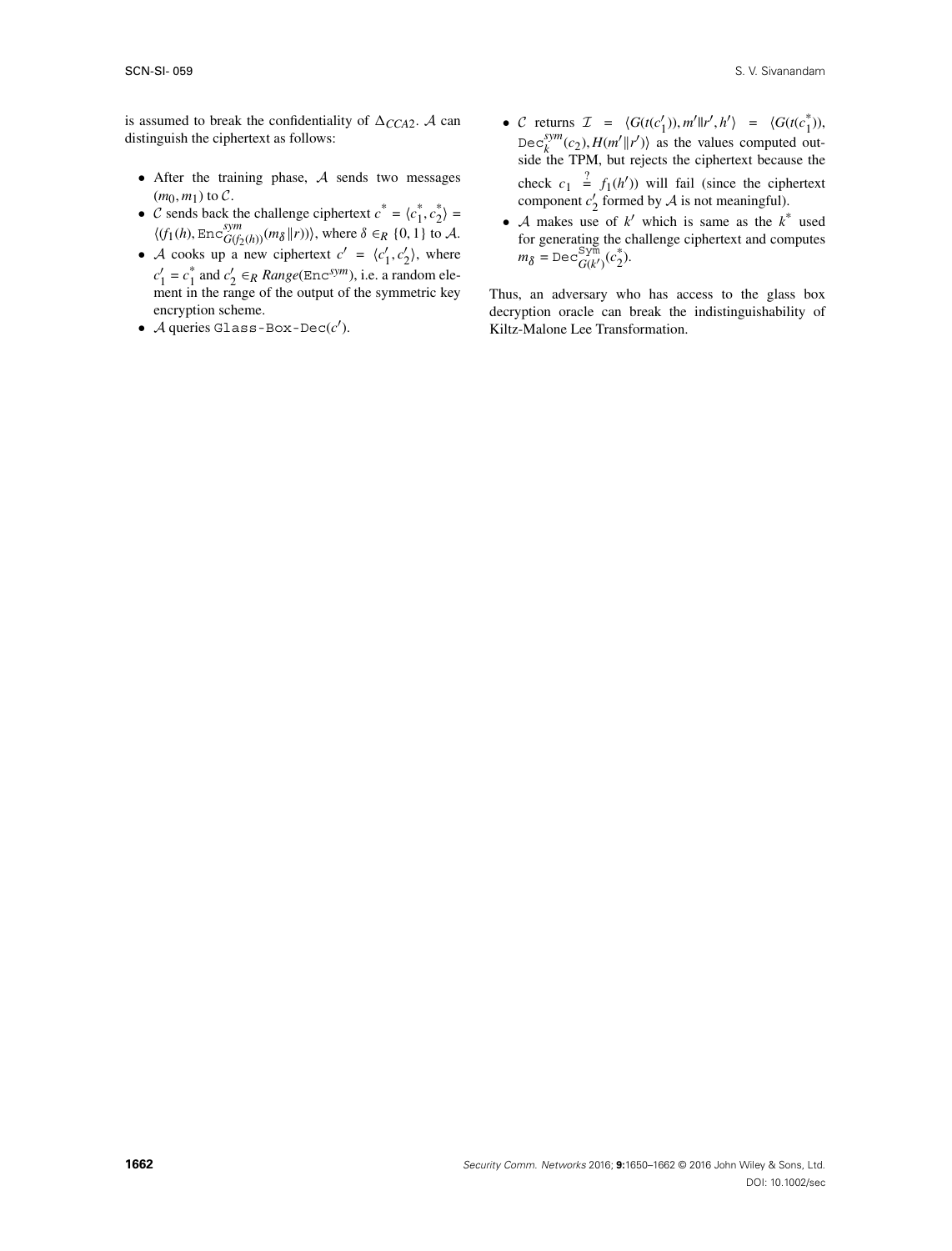is assumed to break the confidentiality of $\Delta_{CCA2}$. $\mathcal{A}$ can distinguish the ciphertext as follows:

- After the training phase, $\mathcal{A}$ sends two messages $(m_0, m_1)$ to $\mathcal{C}$.
- $\mathcal{C}$ sends back the challenge ciphertext $c^* = \langle c_1^*, c_2^* \rangle = \langle (f_1(h), \texttt{Enc}^{sym}_{G(f_2(h))}(m_\delta \| r)) \rangle$, where $\delta \in_R \{0, 1\}$ to $\mathcal{A}$.
- $\mathcal{A}$ cooks up a new ciphertext $c' = \langle c_1', c_2' \rangle$, where $c_1' = c_1^*$ and $c_2' \in_R Range(\texttt{Enc}^{sym})$, i.e. a random element in the range of the output of the symmetric key encryption scheme.
- $\mathcal{A}$ queries $\texttt{Glass-Box-Dec}(c')$.
- $\mathcal{C}$ returns $\mathcal{I} = \langle G(t(c_1')), m' \| r', h' \rangle = \langle G(t(c_1^*)), \texttt{Dec}^{sym}_k(c_2), H(m' \| r') \rangle$ as the values computed outside the TPM, but rejects the ciphertext because the check $c_1 \stackrel{?}{=} f_1(h')$) will fail (since the ciphertext component $c_2'$ formed by $\mathcal{A}$ is not meaningful).
- $\mathcal{A}$ makes use of $k'$ which is same as the $k^*$ used for generating the challenge ciphertext and computes $m_\delta = \texttt{Dec}^{\texttt{Sym}}_{G(k')}(c_2^*)$.

Thus, an adversary who has access to the glass box decryption oracle can break the indistinguishability of Kiltz-Malone Lee Transformation.